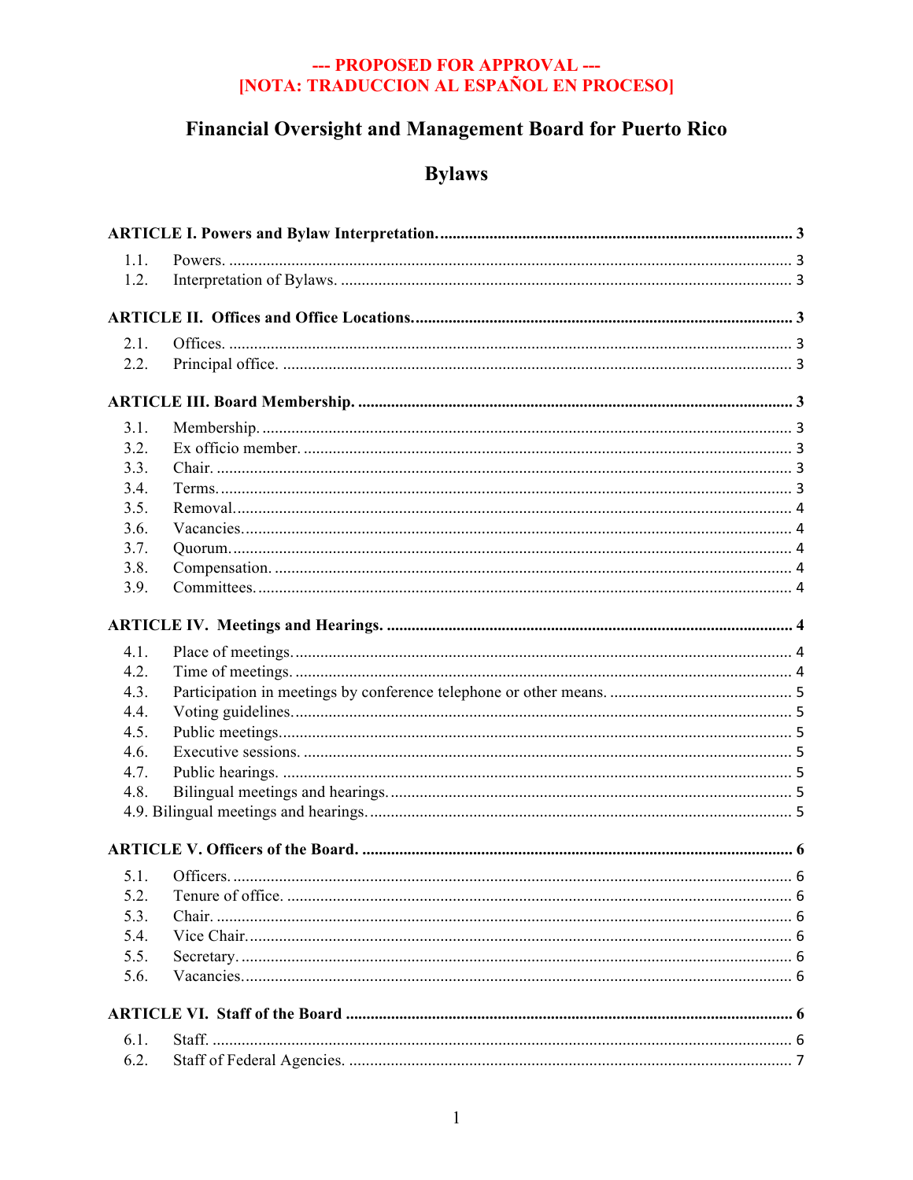**--- PROPOSED FOR APPROVAL ---**
**[NOTA: TRADUCCION AL ESPAÑOL EN PROCESO]**

# Financial Oversight and Management Board for Puerto Rico

# Bylaws

**ARTICLE I. Powers and Bylaw Interpretation.** ........ 3

- 1.1. Powers. ........ 3
- 1.2. Interpretation of Bylaws. ........ 3

**ARTICLE II. Offices and Office Locations.** ........ 3

- 2.1. Offices. ........ 3
- 2.2. Principal office. ........ 3

**ARTICLE III. Board Membership.** ........ 3

- 3.1. Membership. ........ 3
- 3.2. Ex officio member. ........ 3
- 3.3. Chair. ........ 3
- 3.4. Terms. ........ 3
- 3.5. Removal. ........ 4
- 3.6. Vacancies. ........ 4
- 3.7. Quorum. ........ 4
- 3.8. Compensation. ........ 4
- 3.9. Committees. ........ 4

**ARTICLE IV. Meetings and Hearings.** ........ 4

- 4.1. Place of meetings. ........ 4
- 4.2. Time of meetings. ........ 4
- 4.3. Participation in meetings by conference telephone or other means. ........ 5
- 4.4. Voting guidelines. ........ 5
- 4.5. Public meetings. ........ 5
- 4.6. Executive sessions. ........ 5
- 4.7. Public hearings. ........ 5
- 4.8. Bilingual meetings and hearings. ........ 5
- 4.9. Bilingual meetings and hearings. ........ 5

**ARTICLE V. Officers of the Board.** ........ 6

- 5.1. Officers. ........ 6
- 5.2. Tenure of office. ........ 6
- 5.3. Chair. ........ 6
- 5.4. Vice Chair. ........ 6
- 5.5. Secretary. ........ 6
- 5.6. Vacancies. ........ 6

**ARTICLE VI. Staff of the Board** ........ 6

- 6.1. Staff. ........ 6
- 6.2. Staff of Federal Agencies. ........ 7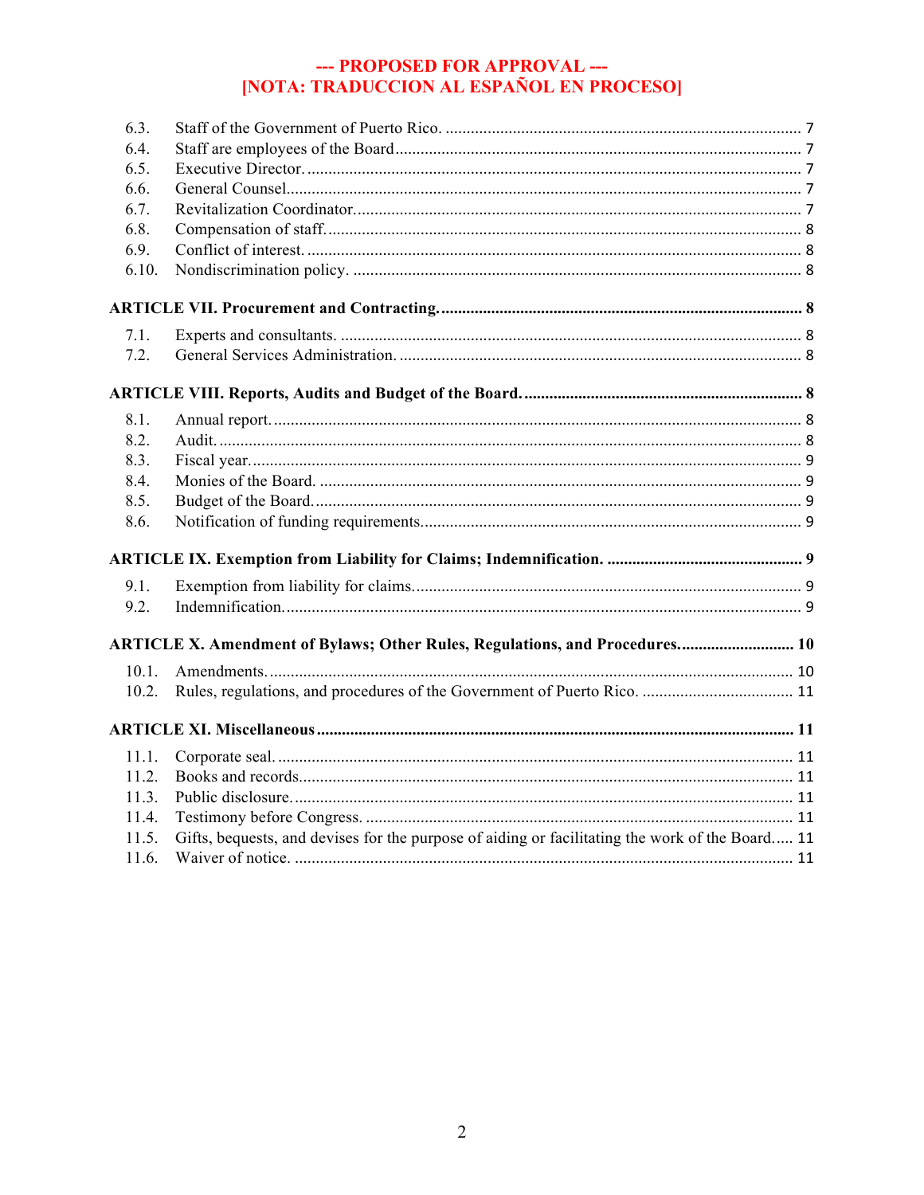**--- PROPOSED FOR APPROVAL ---**
**[NOTA: TRADUCCION AL ESPAÑOL EN PROCESO]**

6.3. Staff of the Government of Puerto Rico. .................... 7
6.4. Staff are employees of the Board .................... 7
6.5. Executive Director. .................... 7
6.6. General Counsel .................... 7
6.7. Revitalization Coordinator .................... 7
6.8. Compensation of staff. .................... 8
6.9. Conflict of interest. .................... 8
6.10. Nondiscrimination policy. .................... 8

**ARTICLE VII. Procurement and Contracting. .................... 8**

7.1. Experts and consultants. .................... 8
7.2. General Services Administration. .................... 8

**ARTICLE VIII. Reports, Audits and Budget of the Board. .................... 8**

8.1. Annual report. .................... 8
8.2. Audit. .................... 8
8.3. Fiscal year. .................... 9
8.4. Monies of the Board. .................... 9
8.5. Budget of the Board. .................... 9
8.6. Notification of funding requirements .................... 9

**ARTICLE IX. Exemption from Liability for Claims; Indemnification. .................... 9**

9.1. Exemption from liability for claims. .................... 9
9.2. Indemnification. .................... 9

**ARTICLE X. Amendment of Bylaws; Other Rules, Regulations, and Procedures. .................... 10**

10.1. Amendments. .................... 10
10.2. Rules, regulations, and procedures of the Government of Puerto Rico. .................... 11

**ARTICLE XI. Miscellaneous .................... 11**

11.1. Corporate seal. .................... 11
11.2. Books and records. .................... 11
11.3. Public disclosure. .................... 11
11.4. Testimony before Congress. .................... 11
11.5. Gifts, bequests, and devises for the purpose of aiding or facilitating the work of the Board. .... 11
11.6. Waiver of notice. .................... 11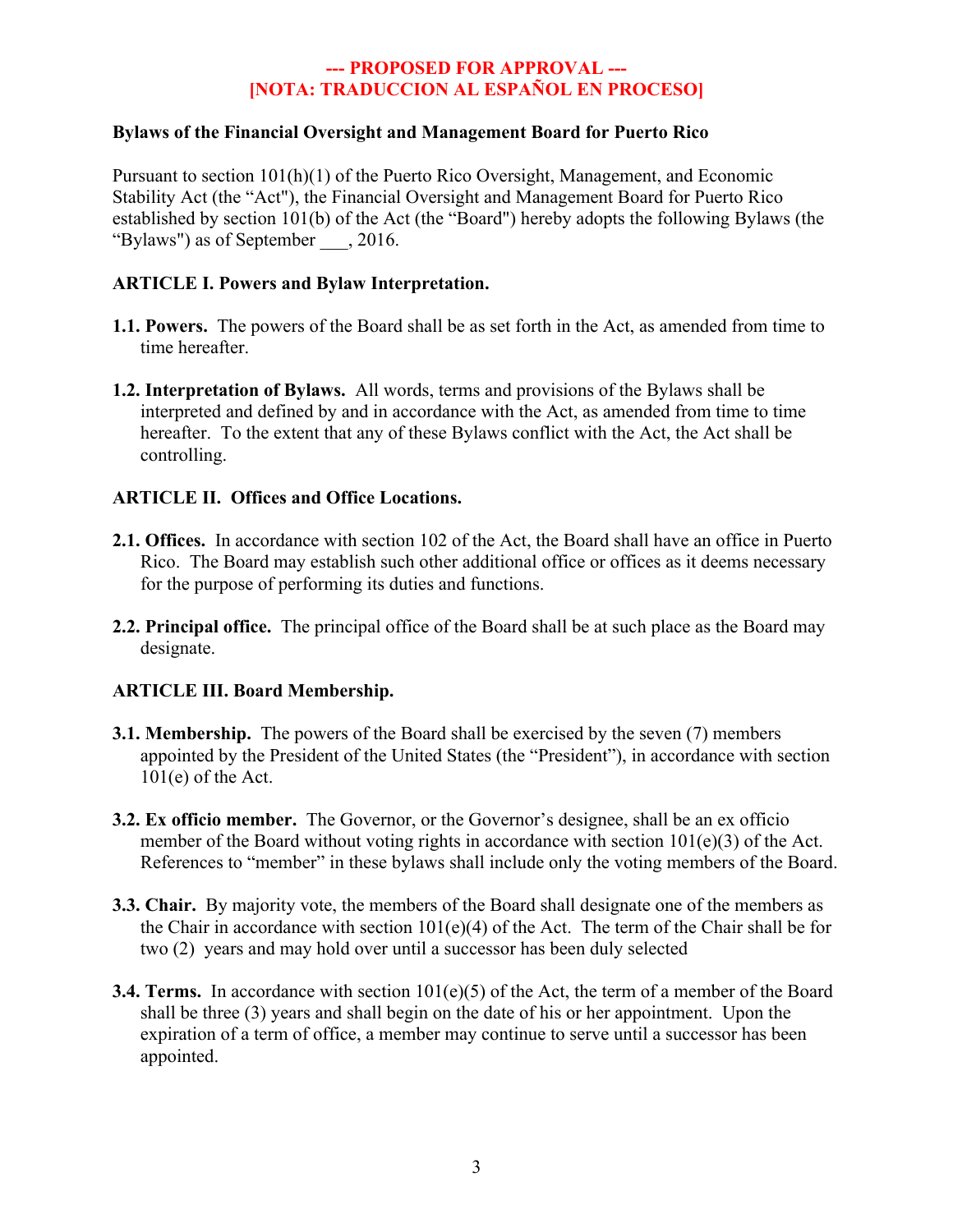**--- PROPOSED FOR APPROVAL ---**
**[NOTA: TRADUCCION AL ESPAÑOL EN PROCESO]**

**Bylaws of the Financial Oversight and Management Board for Puerto Rico**

Pursuant to section 101(h)(1) of the Puerto Rico Oversight, Management, and Economic Stability Act (the "Act"), the Financial Oversight and Management Board for Puerto Rico established by section 101(b) of the Act (the "Board") hereby adopts the following Bylaws (the "Bylaws") as of September ___, 2016.

**ARTICLE I. Powers and Bylaw Interpretation.**

**1.1. Powers.** The powers of the Board shall be as set forth in the Act, as amended from time to time hereafter.

**1.2. Interpretation of Bylaws.** All words, terms and provisions of the Bylaws shall be interpreted and defined by and in accordance with the Act, as amended from time to time hereafter. To the extent that any of these Bylaws conflict with the Act, the Act shall be controlling.

**ARTICLE II. Offices and Office Locations.**

**2.1. Offices.** In accordance with section 102 of the Act, the Board shall have an office in Puerto Rico. The Board may establish such other additional office or offices as it deems necessary for the purpose of performing its duties and functions.

**2.2. Principal office.** The principal office of the Board shall be at such place as the Board may designate.

**ARTICLE III. Board Membership.**

**3.1. Membership.** The powers of the Board shall be exercised by the seven (7) members appointed by the President of the United States (the "President"), in accordance with section 101(e) of the Act.

**3.2. Ex officio member.** The Governor, or the Governor's designee, shall be an ex officio member of the Board without voting rights in accordance with section 101(e)(3) of the Act. References to "member" in these bylaws shall include only the voting members of the Board.

**3.3. Chair.** By majority vote, the members of the Board shall designate one of the members as the Chair in accordance with section 101(e)(4) of the Act. The term of the Chair shall be for two (2) years and may hold over until a successor has been duly selected

**3.4. Terms.** In accordance with section 101(e)(5) of the Act, the term of a member of the Board shall be three (3) years and shall begin on the date of his or her appointment. Upon the expiration of a term of office, a member may continue to serve until a successor has been appointed.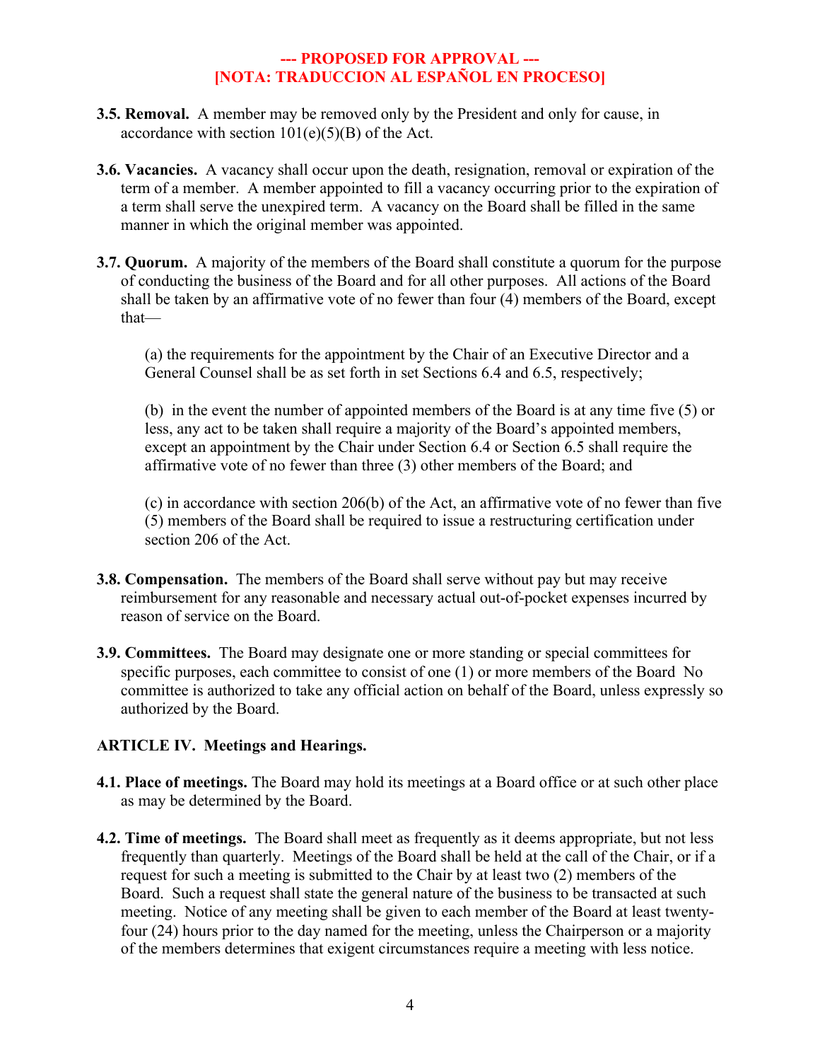**--- PROPOSED FOR APPROVAL ---**
**[NOTA: TRADUCCION AL ESPAÑOL EN PROCESO]**

**3.5. Removal.** A member may be removed only by the President and only for cause, in accordance with section 101(e)(5)(B) of the Act.

**3.6. Vacancies.** A vacancy shall occur upon the death, resignation, removal or expiration of the term of a member. A member appointed to fill a vacancy occurring prior to the expiration of a term shall serve the unexpired term. A vacancy on the Board shall be filled in the same manner in which the original member was appointed.

**3.7. Quorum.** A majority of the members of the Board shall constitute a quorum for the purpose of conducting the business of the Board and for all other purposes. All actions of the Board shall be taken by an affirmative vote of no fewer than four (4) members of the Board, except that—

(a) the requirements for the appointment by the Chair of an Executive Director and a General Counsel shall be as set forth in set Sections 6.4 and 6.5, respectively;

(b) in the event the number of appointed members of the Board is at any time five (5) or less, any act to be taken shall require a majority of the Board's appointed members, except an appointment by the Chair under Section 6.4 or Section 6.5 shall require the affirmative vote of no fewer than three (3) other members of the Board; and

(c) in accordance with section 206(b) of the Act, an affirmative vote of no fewer than five (5) members of the Board shall be required to issue a restructuring certification under section 206 of the Act.

**3.8. Compensation.** The members of the Board shall serve without pay but may receive reimbursement for any reasonable and necessary actual out-of-pocket expenses incurred by reason of service on the Board.

**3.9. Committees.** The Board may designate one or more standing or special committees for specific purposes, each committee to consist of one (1) or more members of the Board No committee is authorized to take any official action on behalf of the Board, unless expressly so authorized by the Board.

## ARTICLE IV. Meetings and Hearings.

**4.1. Place of meetings.** The Board may hold its meetings at a Board office or at such other place as may be determined by the Board.

**4.2. Time of meetings.** The Board shall meet as frequently as it deems appropriate, but not less frequently than quarterly. Meetings of the Board shall be held at the call of the Chair, or if a request for such a meeting is submitted to the Chair by at least two (2) members of the Board. Such a request shall state the general nature of the business to be transacted at such meeting. Notice of any meeting shall be given to each member of the Board at least twenty-four (24) hours prior to the day named for the meeting, unless the Chairperson or a majority of the members determines that exigent circumstances require a meeting with less notice.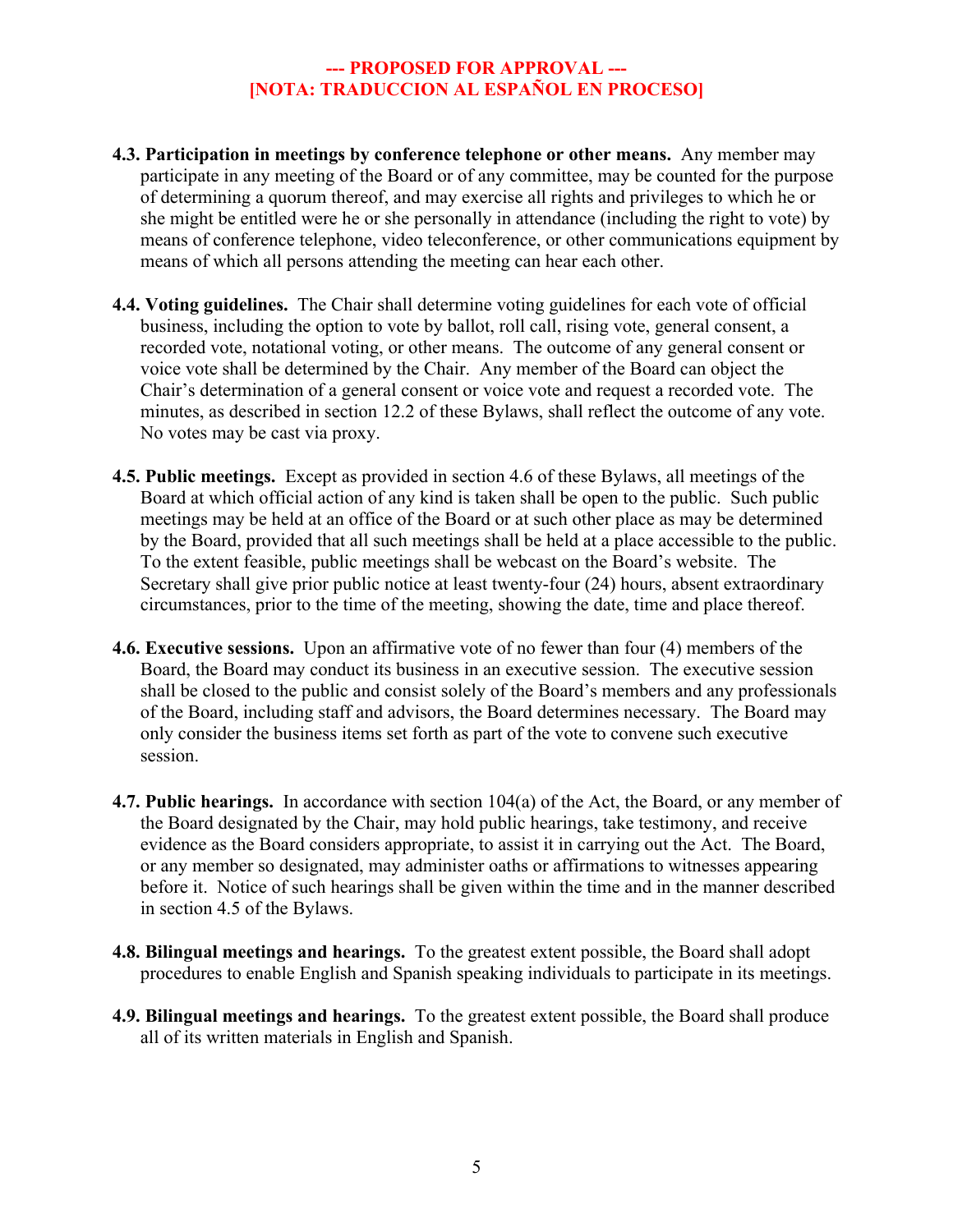**--- PROPOSED FOR APPROVAL ---**
**[NOTA: TRADUCCION AL ESPAÑOL EN PROCESO]**

**4.3. Participation in meetings by conference telephone or other means.** Any member may participate in any meeting of the Board or of any committee, may be counted for the purpose of determining a quorum thereof, and may exercise all rights and privileges to which he or she might be entitled were he or she personally in attendance (including the right to vote) by means of conference telephone, video teleconference, or other communications equipment by means of which all persons attending the meeting can hear each other.

**4.4. Voting guidelines.** The Chair shall determine voting guidelines for each vote of official business, including the option to vote by ballot, roll call, rising vote, general consent, a recorded vote, notational voting, or other means. The outcome of any general consent or voice vote shall be determined by the Chair. Any member of the Board can object the Chair's determination of a general consent or voice vote and request a recorded vote. The minutes, as described in section 12.2 of these Bylaws, shall reflect the outcome of any vote. No votes may be cast via proxy.

**4.5. Public meetings.** Except as provided in section 4.6 of these Bylaws, all meetings of the Board at which official action of any kind is taken shall be open to the public. Such public meetings may be held at an office of the Board or at such other place as may be determined by the Board, provided that all such meetings shall be held at a place accessible to the public. To the extent feasible, public meetings shall be webcast on the Board's website. The Secretary shall give prior public notice at least twenty-four (24) hours, absent extraordinary circumstances, prior to the time of the meeting, showing the date, time and place thereof.

**4.6. Executive sessions.** Upon an affirmative vote of no fewer than four (4) members of the Board, the Board may conduct its business in an executive session. The executive session shall be closed to the public and consist solely of the Board's members and any professionals of the Board, including staff and advisors, the Board determines necessary. The Board may only consider the business items set forth as part of the vote to convene such executive session.

**4.7. Public hearings.** In accordance with section 104(a) of the Act, the Board, or any member of the Board designated by the Chair, may hold public hearings, take testimony, and receive evidence as the Board considers appropriate, to assist it in carrying out the Act. The Board, or any member so designated, may administer oaths or affirmations to witnesses appearing before it. Notice of such hearings shall be given within the time and in the manner described in section 4.5 of the Bylaws.

**4.8. Bilingual meetings and hearings.** To the greatest extent possible, the Board shall adopt procedures to enable English and Spanish speaking individuals to participate in its meetings.

**4.9. Bilingual meetings and hearings.** To the greatest extent possible, the Board shall produce all of its written materials in English and Spanish.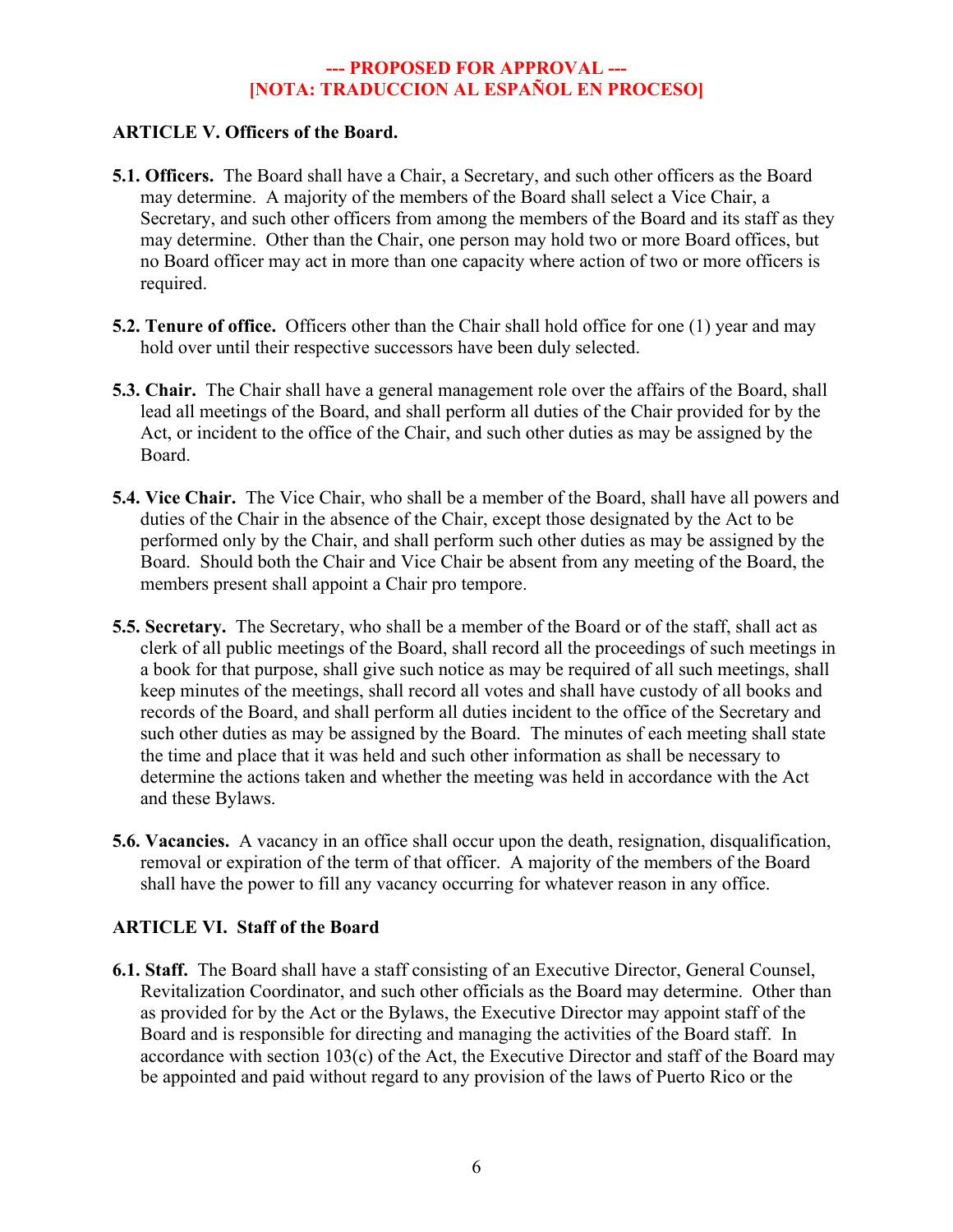**--- PROPOSED FOR APPROVAL ---**
**[NOTA: TRADUCCION AL ESPAÑOL EN PROCESO]**

## ARTICLE V. Officers of the Board.

**5.1. Officers.** The Board shall have a Chair, a Secretary, and such other officers as the Board may determine. A majority of the members of the Board shall select a Vice Chair, a Secretary, and such other officers from among the members of the Board and its staff as they may determine. Other than the Chair, one person may hold two or more Board offices, but no Board officer may act in more than one capacity where action of two or more officers is required.

**5.2. Tenure of office.** Officers other than the Chair shall hold office for one (1) year and may hold over until their respective successors have been duly selected.

**5.3. Chair.** The Chair shall have a general management role over the affairs of the Board, shall lead all meetings of the Board, and shall perform all duties of the Chair provided for by the Act, or incident to the office of the Chair, and such other duties as may be assigned by the Board.

**5.4. Vice Chair.** The Vice Chair, who shall be a member of the Board, shall have all powers and duties of the Chair in the absence of the Chair, except those designated by the Act to be performed only by the Chair, and shall perform such other duties as may be assigned by the Board. Should both the Chair and Vice Chair be absent from any meeting of the Board, the members present shall appoint a Chair pro tempore.

**5.5. Secretary.** The Secretary, who shall be a member of the Board or of the staff, shall act as clerk of all public meetings of the Board, shall record all the proceedings of such meetings in a book for that purpose, shall give such notice as may be required of all such meetings, shall keep minutes of the meetings, shall record all votes and shall have custody of all books and records of the Board, and shall perform all duties incident to the office of the Secretary and such other duties as may be assigned by the Board. The minutes of each meeting shall state the time and place that it was held and such other information as shall be necessary to determine the actions taken and whether the meeting was held in accordance with the Act and these Bylaws.

**5.6. Vacancies.** A vacancy in an office shall occur upon the death, resignation, disqualification, removal or expiration of the term of that officer. A majority of the members of the Board shall have the power to fill any vacancy occurring for whatever reason in any office.

## ARTICLE VI. Staff of the Board

**6.1. Staff.** The Board shall have a staff consisting of an Executive Director, General Counsel, Revitalization Coordinator, and such other officials as the Board may determine. Other than as provided for by the Act or the Bylaws, the Executive Director may appoint staff of the Board and is responsible for directing and managing the activities of the Board staff. In accordance with section 103(c) of the Act, the Executive Director and staff of the Board may be appointed and paid without regard to any provision of the laws of Puerto Rico or the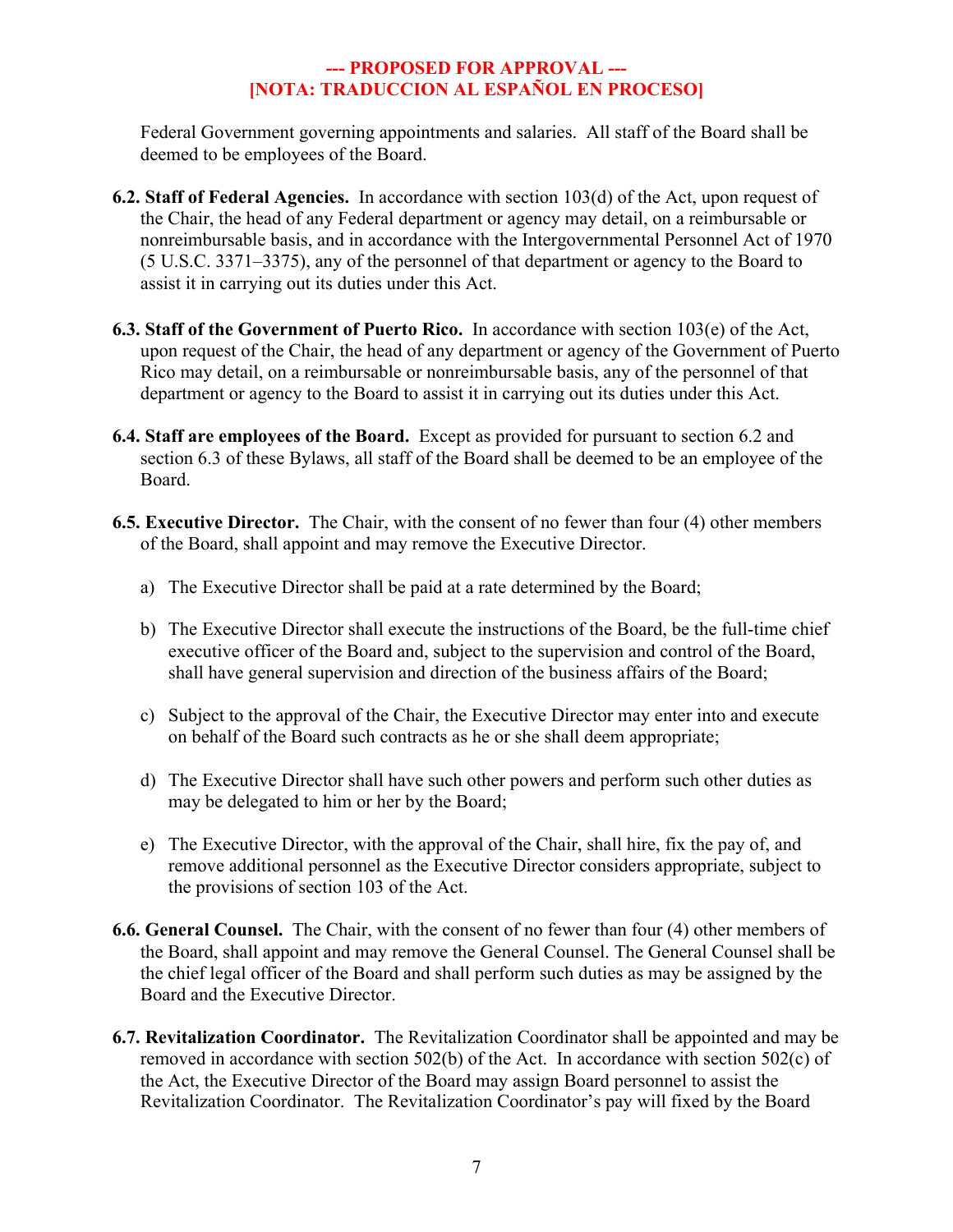Federal Government governing appointments and salaries. All staff of the Board shall be deemed to be employees of the Board.

**6.2. Staff of Federal Agencies.** In accordance with section 103(d) of the Act, upon request of the Chair, the head of any Federal department or agency may detail, on a reimbursable or nonreimbursable basis, and in accordance with the Intergovernmental Personnel Act of 1970 (5 U.S.C. 3371–3375), any of the personnel of that department or agency to the Board to assist it in carrying out its duties under this Act.

**6.3. Staff of the Government of Puerto Rico.** In accordance with section 103(e) of the Act, upon request of the Chair, the head of any department or agency of the Government of Puerto Rico may detail, on a reimbursable or nonreimbursable basis, any of the personnel of that department or agency to the Board to assist it in carrying out its duties under this Act.

**6.4. Staff are employees of the Board.** Except as provided for pursuant to section 6.2 and section 6.3 of these Bylaws, all staff of the Board shall be deemed to be an employee of the Board.

**6.5. Executive Director.** The Chair, with the consent of no fewer than four (4) other members of the Board, shall appoint and may remove the Executive Director.

a) The Executive Director shall be paid at a rate determined by the Board;

b) The Executive Director shall execute the instructions of the Board, be the full-time chief executive officer of the Board and, subject to the supervision and control of the Board, shall have general supervision and direction of the business affairs of the Board;

c) Subject to the approval of the Chair, the Executive Director may enter into and execute on behalf of the Board such contracts as he or she shall deem appropriate;

d) The Executive Director shall have such other powers and perform such other duties as may be delegated to him or her by the Board;

e) The Executive Director, with the approval of the Chair, shall hire, fix the pay of, and remove additional personnel as the Executive Director considers appropriate, subject to the provisions of section 103 of the Act.

**6.6. General Counsel.** The Chair, with the consent of no fewer than four (4) other members of the Board, shall appoint and may remove the General Counsel. The General Counsel shall be the chief legal officer of the Board and shall perform such duties as may be assigned by the Board and the Executive Director.

**6.7. Revitalization Coordinator.** The Revitalization Coordinator shall be appointed and may be removed in accordance with section 502(b) of the Act. In accordance with section 502(c) of the Act, the Executive Director of the Board may assign Board personnel to assist the Revitalization Coordinator. The Revitalization Coordinator's pay will fixed by the Board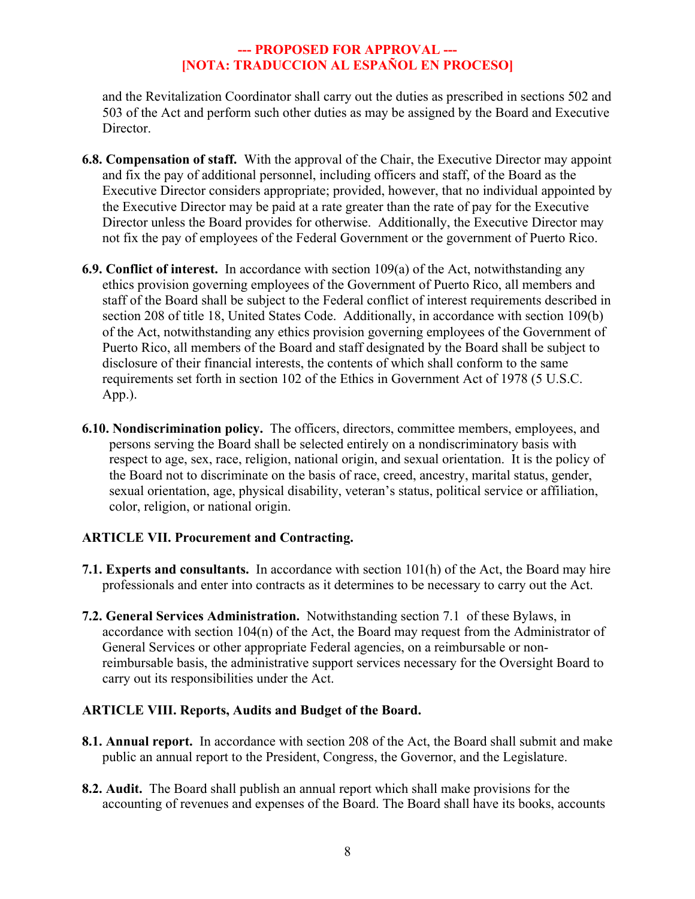and the Revitalization Coordinator shall carry out the duties as prescribed in sections 502 and 503 of the Act and perform such other duties as may be assigned by the Board and Executive Director.

**6.8. Compensation of staff.** With the approval of the Chair, the Executive Director may appoint and fix the pay of additional personnel, including officers and staff, of the Board as the Executive Director considers appropriate; provided, however, that no individual appointed by the Executive Director may be paid at a rate greater than the rate of pay for the Executive Director unless the Board provides for otherwise. Additionally, the Executive Director may not fix the pay of employees of the Federal Government or the government of Puerto Rico.

**6.9. Conflict of interest.** In accordance with section 109(a) of the Act, notwithstanding any ethics provision governing employees of the Government of Puerto Rico, all members and staff of the Board shall be subject to the Federal conflict of interest requirements described in section 208 of title 18, United States Code. Additionally, in accordance with section 109(b) of the Act, notwithstanding any ethics provision governing employees of the Government of Puerto Rico, all members of the Board and staff designated by the Board shall be subject to disclosure of their financial interests, the contents of which shall conform to the same requirements set forth in section 102 of the Ethics in Government Act of 1978 (5 U.S.C. App.).

**6.10. Nondiscrimination policy.** The officers, directors, committee members, employees, and persons serving the Board shall be selected entirely on a nondiscriminatory basis with respect to age, sex, race, religion, national origin, and sexual orientation. It is the policy of the Board not to discriminate on the basis of race, creed, ancestry, marital status, gender, sexual orientation, age, physical disability, veteran's status, political service or affiliation, color, religion, or national origin.

## ARTICLE VII. Procurement and Contracting.

**7.1. Experts and consultants.** In accordance with section 101(h) of the Act, the Board may hire professionals and enter into contracts as it determines to be necessary to carry out the Act.

**7.2. General Services Administration.** Notwithstanding section 7.1 of these Bylaws, in accordance with section 104(n) of the Act, the Board may request from the Administrator of General Services or other appropriate Federal agencies, on a reimbursable or non-reimbursable basis, the administrative support services necessary for the Oversight Board to carry out its responsibilities under the Act.

## ARTICLE VIII. Reports, Audits and Budget of the Board.

**8.1. Annual report.** In accordance with section 208 of the Act, the Board shall submit and make public an annual report to the President, Congress, the Governor, and the Legislature.

**8.2. Audit.** The Board shall publish an annual report which shall make provisions for the accounting of revenues and expenses of the Board. The Board shall have its books, accounts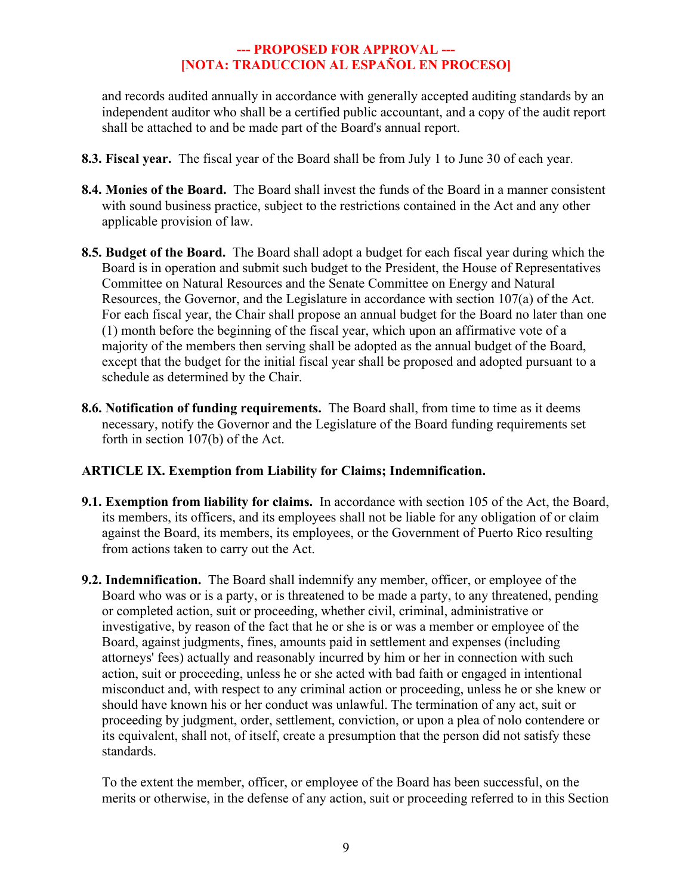and records audited annually in accordance with generally accepted auditing standards by an independent auditor who shall be a certified public accountant, and a copy of the audit report shall be attached to and be made part of the Board's annual report.

**8.3. Fiscal year.** The fiscal year of the Board shall be from July 1 to June 30 of each year.

**8.4. Monies of the Board.** The Board shall invest the funds of the Board in a manner consistent with sound business practice, subject to the restrictions contained in the Act and any other applicable provision of law.

**8.5. Budget of the Board.** The Board shall adopt a budget for each fiscal year during which the Board is in operation and submit such budget to the President, the House of Representatives Committee on Natural Resources and the Senate Committee on Energy and Natural Resources, the Governor, and the Legislature in accordance with section 107(a) of the Act. For each fiscal year, the Chair shall propose an annual budget for the Board no later than one (1) month before the beginning of the fiscal year, which upon an affirmative vote of a majority of the members then serving shall be adopted as the annual budget of the Board, except that the budget for the initial fiscal year shall be proposed and adopted pursuant to a schedule as determined by the Chair.

**8.6. Notification of funding requirements.** The Board shall, from time to time as it deems necessary, notify the Governor and the Legislature of the Board funding requirements set forth in section 107(b) of the Act.

**ARTICLE IX. Exemption from Liability for Claims; Indemnification.**

**9.1. Exemption from liability for claims.** In accordance with section 105 of the Act, the Board, its members, its officers, and its employees shall not be liable for any obligation of or claim against the Board, its members, its employees, or the Government of Puerto Rico resulting from actions taken to carry out the Act.

**9.2. Indemnification.** The Board shall indemnify any member, officer, or employee of the Board who was or is a party, or is threatened to be made a party, to any threatened, pending or completed action, suit or proceeding, whether civil, criminal, administrative or investigative, by reason of the fact that he or she is or was a member or employee of the Board, against judgments, fines, amounts paid in settlement and expenses (including attorneys' fees) actually and reasonably incurred by him or her in connection with such action, suit or proceeding, unless he or she acted with bad faith or engaged in intentional misconduct and, with respect to any criminal action or proceeding, unless he or she knew or should have known his or her conduct was unlawful. The termination of any act, suit or proceeding by judgment, order, settlement, conviction, or upon a plea of nolo contendere or its equivalent, shall not, of itself, create a presumption that the person did not satisfy these standards.

To the extent the member, officer, or employee of the Board has been successful, on the merits or otherwise, in the defense of any action, suit or proceeding referred to in this Section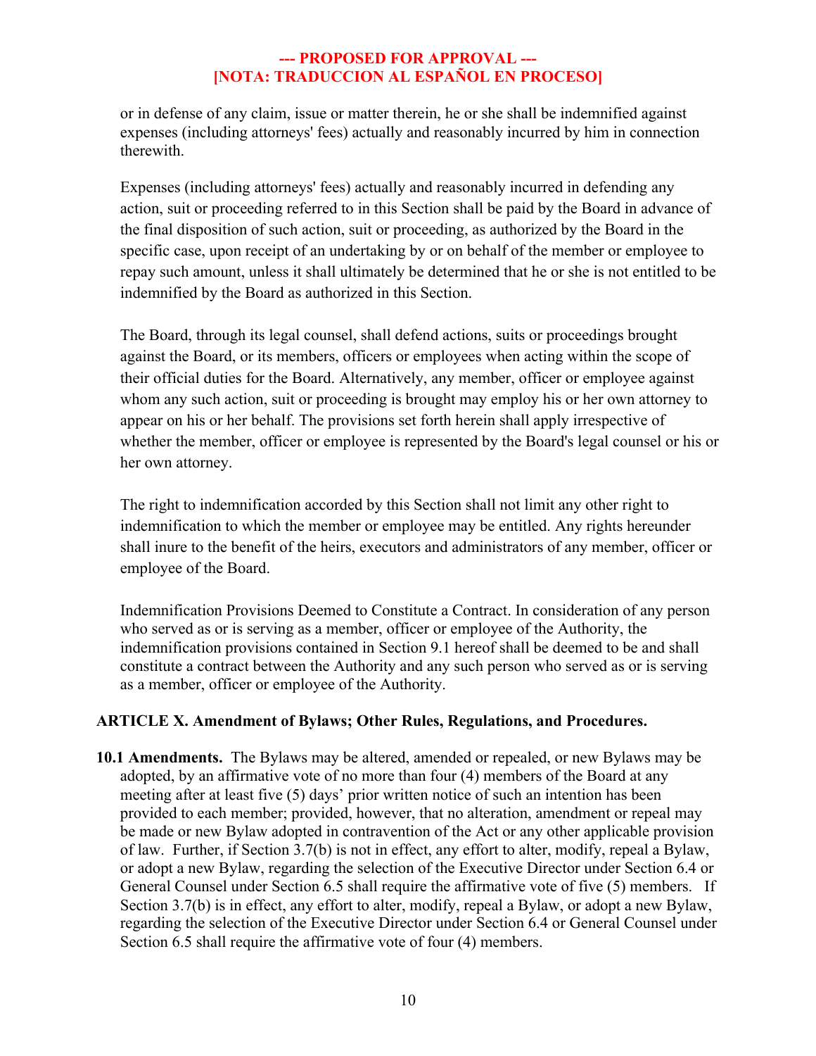**--- PROPOSED FOR APPROVAL ---**
**[NOTA: TRADUCCION AL ESPAÑOL EN PROCESO]**

or in defense of any claim, issue or matter therein, he or she shall be indemnified against expenses (including attorneys' fees) actually and reasonably incurred by him in connection therewith.

Expenses (including attorneys' fees) actually and reasonably incurred in defending any action, suit or proceeding referred to in this Section shall be paid by the Board in advance of the final disposition of such action, suit or proceeding, as authorized by the Board in the specific case, upon receipt of an undertaking by or on behalf of the member or employee to repay such amount, unless it shall ultimately be determined that he or she is not entitled to be indemnified by the Board as authorized in this Section.

The Board, through its legal counsel, shall defend actions, suits or proceedings brought against the Board, or its members, officers or employees when acting within the scope of their official duties for the Board. Alternatively, any member, officer or employee against whom any such action, suit or proceeding is brought may employ his or her own attorney to appear on his or her behalf. The provisions set forth herein shall apply irrespective of whether the member, officer or employee is represented by the Board's legal counsel or his or her own attorney.

The right to indemnification accorded by this Section shall not limit any other right to indemnification to which the member or employee may be entitled. Any rights hereunder shall inure to the benefit of the heirs, executors and administrators of any member, officer or employee of the Board.

Indemnification Provisions Deemed to Constitute a Contract. In consideration of any person who served as or is serving as a member, officer or employee of the Authority, the indemnification provisions contained in Section 9.1 hereof shall be deemed to be and shall constitute a contract between the Authority and any such person who served as or is serving as a member, officer or employee of the Authority.

## ARTICLE X. Amendment of Bylaws; Other Rules, Regulations, and Procedures.

**10.1 Amendments.** The Bylaws may be altered, amended or repealed, or new Bylaws may be adopted, by an affirmative vote of no more than four (4) members of the Board at any meeting after at least five (5) days' prior written notice of such an intention has been provided to each member; provided, however, that no alteration, amendment or repeal may be made or new Bylaw adopted in contravention of the Act or any other applicable provision of law. Further, if Section 3.7(b) is not in effect, any effort to alter, modify, repeal a Bylaw, or adopt a new Bylaw, regarding the selection of the Executive Director under Section 6.4 or General Counsel under Section 6.5 shall require the affirmative vote of five (5) members. If Section 3.7(b) is in effect, any effort to alter, modify, repeal a Bylaw, or adopt a new Bylaw, regarding the selection of the Executive Director under Section 6.4 or General Counsel under Section 6.5 shall require the affirmative vote of four (4) members.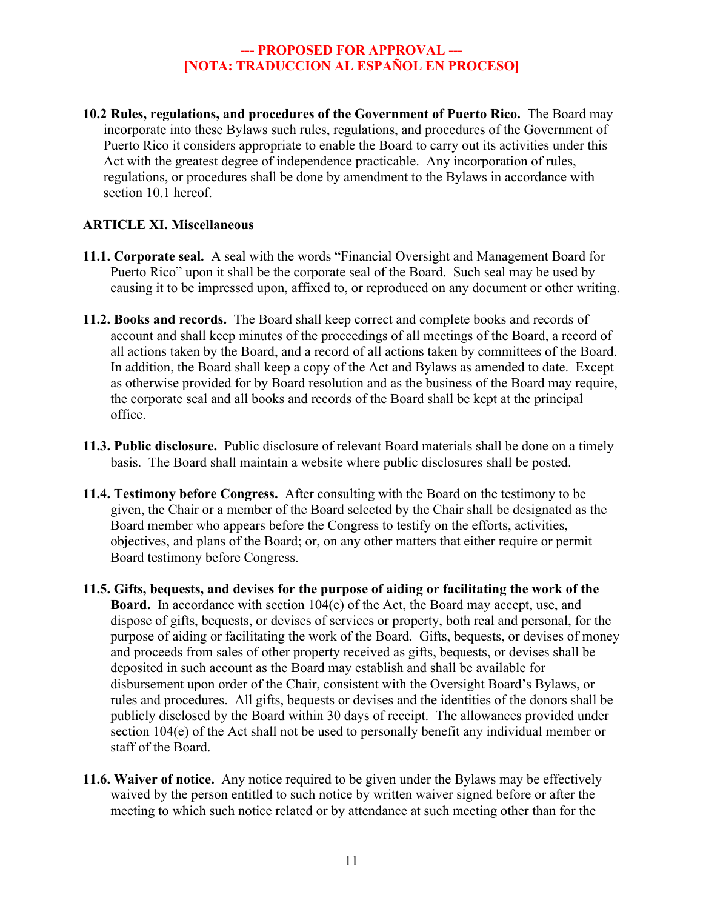**--- PROPOSED FOR APPROVAL ---**
**[NOTA: TRADUCCION AL ESPAÑOL EN PROCESO]**

**10.2 Rules, regulations, and procedures of the Government of Puerto Rico.** The Board may incorporate into these Bylaws such rules, regulations, and procedures of the Government of Puerto Rico it considers appropriate to enable the Board to carry out its activities under this Act with the greatest degree of independence practicable. Any incorporation of rules, regulations, or procedures shall be done by amendment to the Bylaws in accordance with section 10.1 hereof.

**ARTICLE XI. Miscellaneous**

**11.1. Corporate seal.** A seal with the words "Financial Oversight and Management Board for Puerto Rico" upon it shall be the corporate seal of the Board. Such seal may be used by causing it to be impressed upon, affixed to, or reproduced on any document or other writing.

**11.2. Books and records.** The Board shall keep correct and complete books and records of account and shall keep minutes of the proceedings of all meetings of the Board, a record of all actions taken by the Board, and a record of all actions taken by committees of the Board. In addition, the Board shall keep a copy of the Act and Bylaws as amended to date. Except as otherwise provided for by Board resolution and as the business of the Board may require, the corporate seal and all books and records of the Board shall be kept at the principal office.

**11.3. Public disclosure.** Public disclosure of relevant Board materials shall be done on a timely basis. The Board shall maintain a website where public disclosures shall be posted.

**11.4. Testimony before Congress.** After consulting with the Board on the testimony to be given, the Chair or a member of the Board selected by the Chair shall be designated as the Board member who appears before the Congress to testify on the efforts, activities, objectives, and plans of the Board; or, on any other matters that either require or permit Board testimony before Congress.

**11.5. Gifts, bequests, and devises for the purpose of aiding or facilitating the work of the Board.** In accordance with section 104(e) of the Act, the Board may accept, use, and dispose of gifts, bequests, or devises of services or property, both real and personal, for the purpose of aiding or facilitating the work of the Board. Gifts, bequests, or devises of money and proceeds from sales of other property received as gifts, bequests, or devises shall be deposited in such account as the Board may establish and shall be available for disbursement upon order of the Chair, consistent with the Oversight Board's Bylaws, or rules and procedures. All gifts, bequests or devises and the identities of the donors shall be publicly disclosed by the Board within 30 days of receipt. The allowances provided under section 104(e) of the Act shall not be used to personally benefit any individual member or staff of the Board.

**11.6. Waiver of notice.** Any notice required to be given under the Bylaws may be effectively waived by the person entitled to such notice by written waiver signed before or after the meeting to which such notice related or by attendance at such meeting other than for the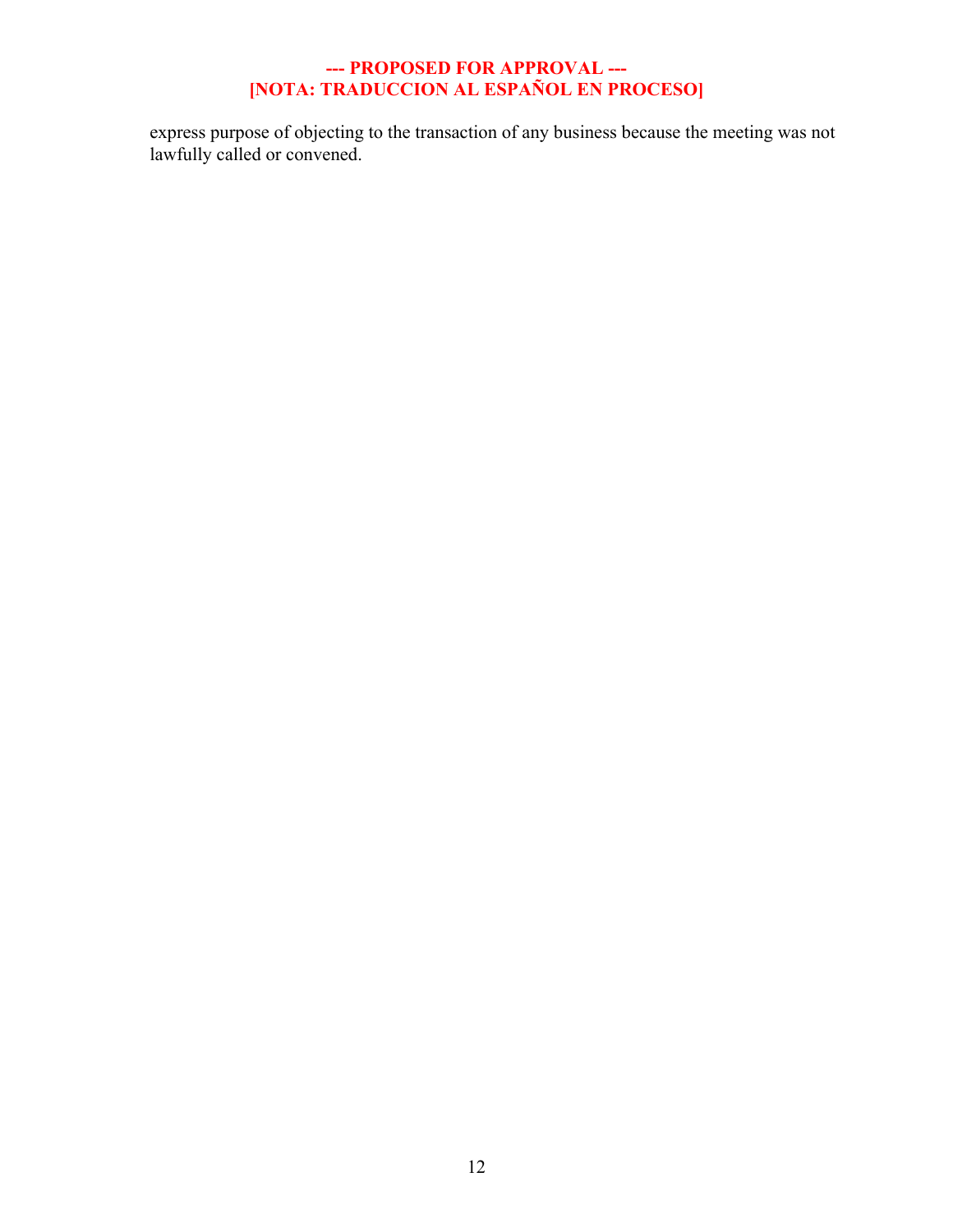express purpose of objecting to the transaction of any business because the meeting was not lawfully called or convened.